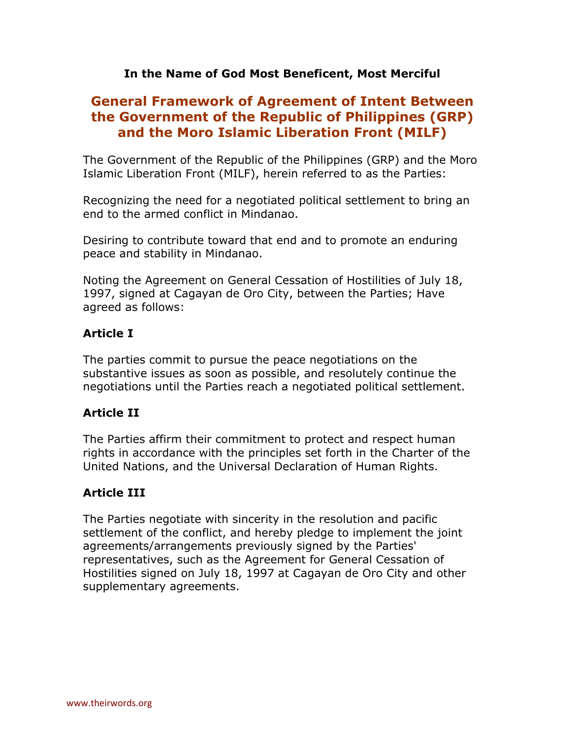**In the Name of God Most Beneficent, Most Merciful**

# General Framework of Agreement of Intent Between the Government of the Republic of Philippines (GRP) and the Moro Islamic Liberation Front (MILF)

The Government of the Republic of the Philippines (GRP) and the Moro Islamic Liberation Front (MILF), herein referred to as the Parties:

Recognizing the need for a negotiated political settlement to bring an end to the armed conflict in Mindanao.

Desiring to contribute toward that end and to promote an enduring peace and stability in Mindanao.

Noting the Agreement on General Cessation of Hostilities of July 18, 1997, signed at Cagayan de Oro City, between the Parties; Have agreed as follows:

### Article I

The parties commit to pursue the peace negotiations on the substantive issues as soon as possible, and resolutely continue the negotiations until the Parties reach a negotiated political settlement.

### Article II

The Parties affirm their commitment to protect and respect human rights in accordance with the principles set forth in the Charter of the United Nations, and the Universal Declaration of Human Rights.

### Article III

The Parties negotiate with sincerity in the resolution and pacific settlement of the conflict, and hereby pledge to implement the joint agreements/arrangements previously signed by the Parties' representatives, such as the Agreement for General Cessation of Hostilities signed on July 18, 1997 at Cagayan de Oro City and other supplementary agreements.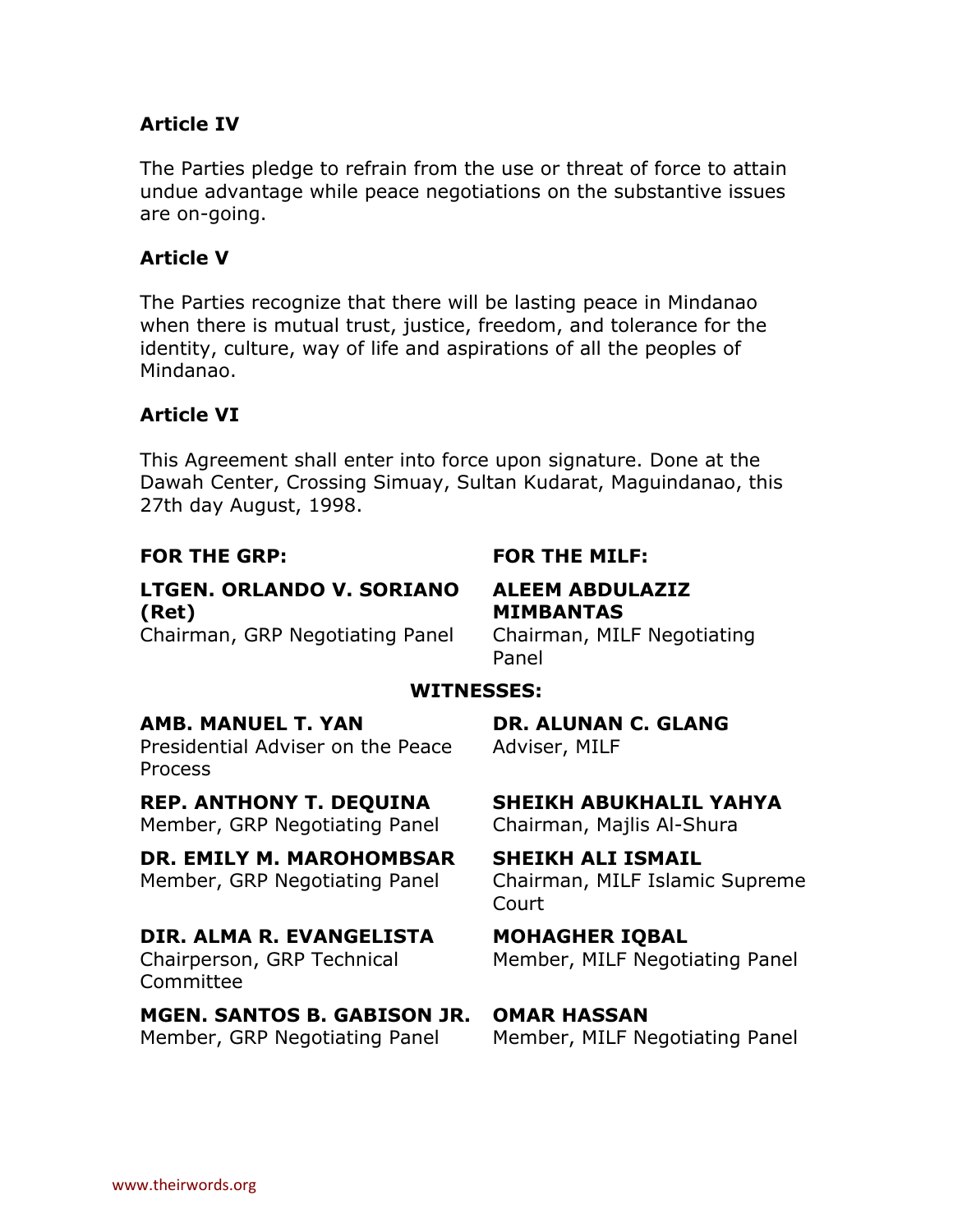**Article IV**

The Parties pledge to refrain from the use or threat of force to attain undue advantage while peace negotiations on the substantive issues are on-going.

**Article V**

The Parties recognize that there will be lasting peace in Mindanao when there is mutual trust, justice, freedom, and tolerance for the identity, culture, way of life and aspirations of all the peoples of Mindanao.

**Article VI**

This Agreement shall enter into force upon signature. Done at the Dawah Center, Crossing Simuay, Sultan Kudarat, Maguindanao, this 27th day August, 1998.

| | |
|---|---|
| **FOR THE GRP:** | **FOR THE MILF:** |
| **LTGEN. ORLANDO V. SORIANO (Ret)**<br>Chairman, GRP Negotiating Panel | **ALEEM ABDULAZIZ MIMBANTAS**<br>Chairman, MILF Negotiating Panel |

**WITNESSES:**

| | |
|---|---|
| **AMB. MANUEL T. YAN**<br>Presidential Adviser on the Peace Process | **DR. ALUNAN C. GLANG**<br>Adviser, MILF |
| **REP. ANTHONY T. DEQUINA**<br>Member, GRP Negotiating Panel | **SHEIKH ABUKHALIL YAHYA**<br>Chairman, Majlis Al-Shura |
| **DR. EMILY M. MAROHOMBSAR**<br>Member, GRP Negotiating Panel | **SHEIKH ALI ISMAIL**<br>Chairman, MILF Islamic Supreme Court |
| **DIR. ALMA R. EVANGELISTA**<br>Chairperson, GRP Technical Committee | **MOHAGHER IQBAL**<br>Member, MILF Negotiating Panel |
| **MGEN. SANTOS B. GABISON JR.**<br>Member, GRP Negotiating Panel | **OMAR HASSAN**<br>Member, MILF Negotiating Panel |